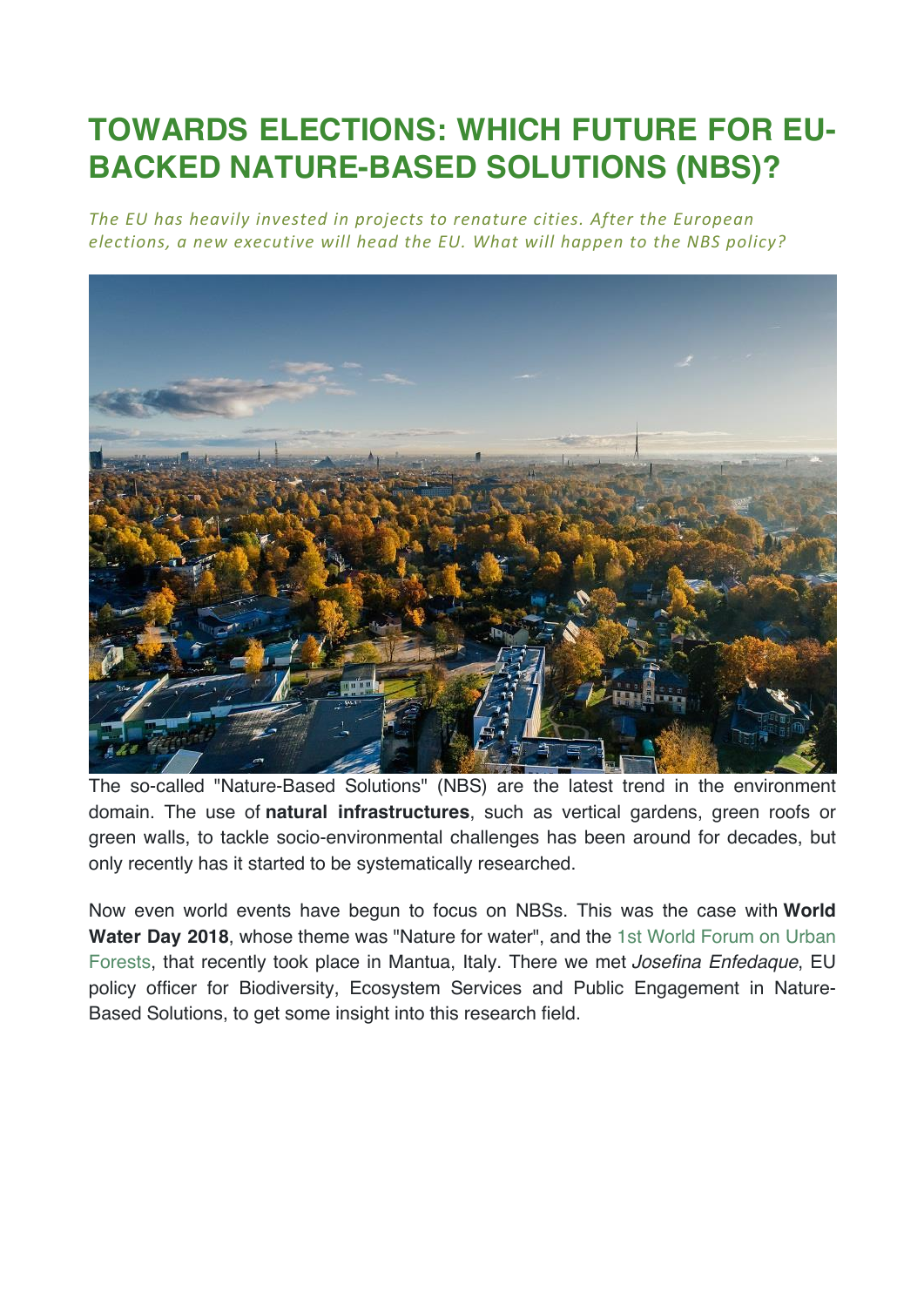# TOWARDS ELECTIONS: WHICH FUTURE FOR EU-BACKED NATURE-BASED SOLUTIONS (NBS)?

*The EU has heavily invested in projects to renature cities. After the European elections, a new executive will head the EU. What will happen to the NBS policy?*

The so-called "Nature-Based Solutions" (NBS) are the latest trend in the environment domain. The use of **natural infrastructures**, such as vertical gardens, green roofs or green walls, to tackle socio-environmental challenges has been around for decades, but only recently has it started to be systematically researched.

Now even world events have begun to focus on NBSs. This was the case with **World Water Day 2018**, whose theme was "Nature for water", and the 1st World Forum on Urban Forests, that recently took place in Mantua, Italy. There we met *Josefina Enfedaque*, EU policy officer for Biodiversity, Ecosystem Services and Public Engagement in Nature-Based Solutions, to get some insight into this research field.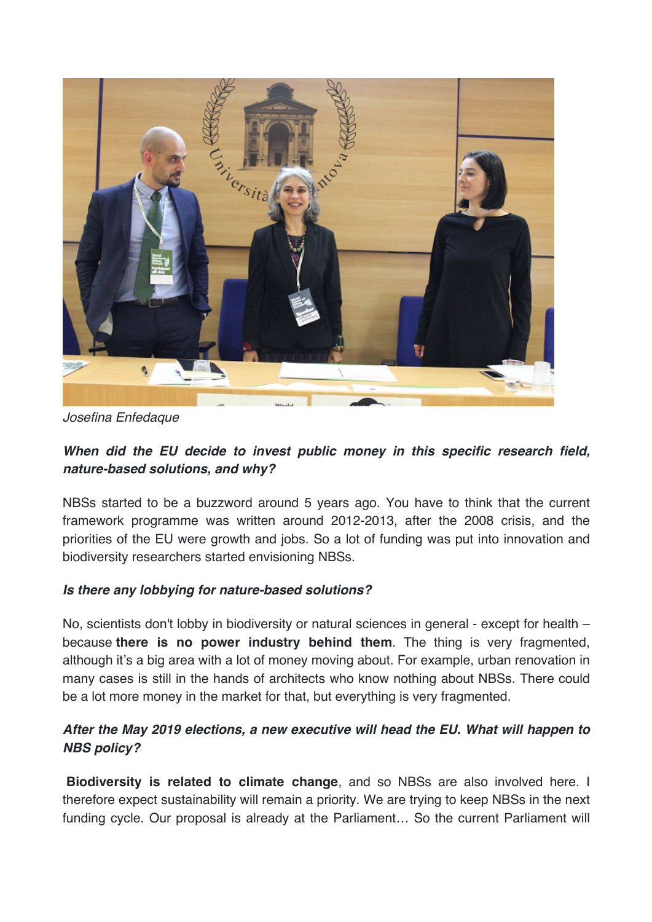*Josefina Enfedaque*

***When did the EU decide to invest public money in this specific research field, nature-based solutions, and why?***

NBSs started to be a buzzword around 5 years ago. You have to think that the current framework programme was written around 2012-2013, after the 2008 crisis, and the priorities of the EU were growth and jobs. So a lot of funding was put into innovation and biodiversity researchers started envisioning NBSs.

***Is there any lobbying for nature-based solutions?***

No, scientists don't lobby in biodiversity or natural sciences in general - except for health – because **there is no power industry behind them**. The thing is very fragmented, although it's a big area with a lot of money moving about. For example, urban renovation in many cases is still in the hands of architects who know nothing about NBSs. There could be a lot more money in the market for that, but everything is very fragmented.

***After the May 2019 elections, a new executive will head the EU. What will happen to NBS policy?***

**Biodiversity is related to climate change**, and so NBSs are also involved here. I therefore expect sustainability will remain a priority. We are trying to keep NBSs in the next funding cycle. Our proposal is already at the Parliament… So the current Parliament will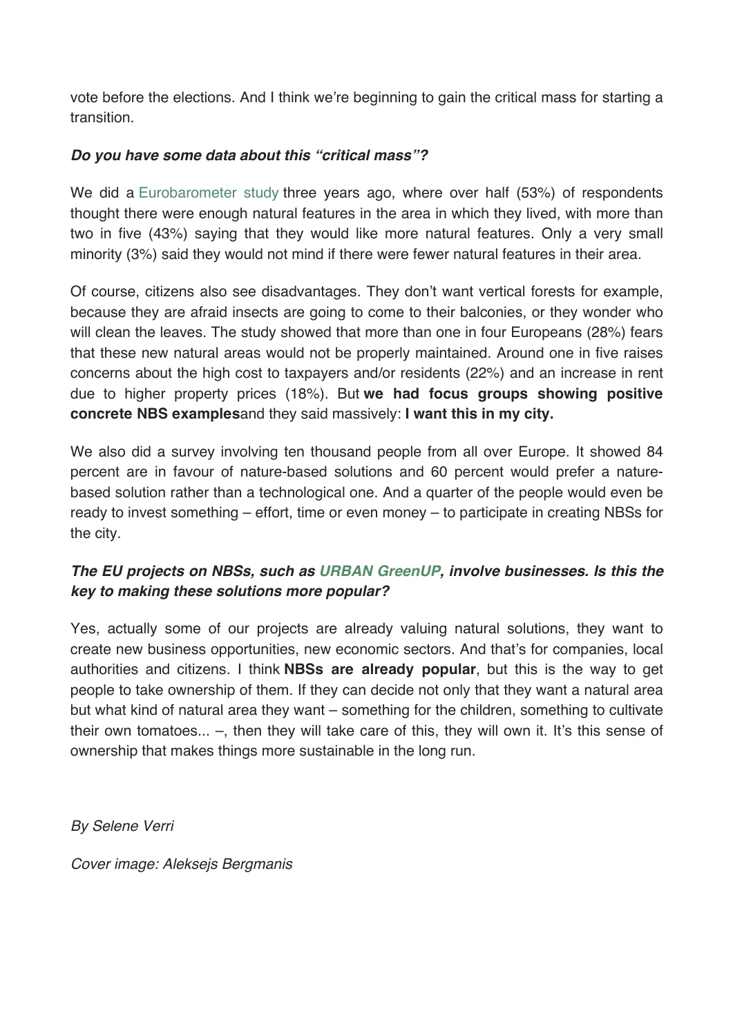vote before the elections. And I think we're beginning to gain the critical mass for starting a transition.

***Do you have some data about this "critical mass"?***

We did a Eurobarometer study three years ago, where over half (53%) of respondents thought there were enough natural features in the area in which they lived, with more than two in five (43%) saying that they would like more natural features. Only a very small minority (3%) said they would not mind if there were fewer natural features in their area.

Of course, citizens also see disadvantages. They don't want vertical forests for example, because they are afraid insects are going to come to their balconies, or they wonder who will clean the leaves. The study showed that more than one in four Europeans (28%) fears that these new natural areas would not be properly maintained. Around one in five raises concerns about the high cost to taxpayers and/or residents (22%) and an increase in rent due to higher property prices (18%). But **we had focus groups showing positive concrete NBS examples**and they said massively: **I want this in my city.**

We also did a survey involving ten thousand people from all over Europe. It showed 84 percent are in favour of nature-based solutions and 60 percent would prefer a nature-based solution rather than a technological one. And a quarter of the people would even be ready to invest something – effort, time or even money – to participate in creating NBSs for the city.

***The EU projects on NBSs, such as URBAN GreenUP, involve businesses. Is this the key to making these solutions more popular?***

Yes, actually some of our projects are already valuing natural solutions, they want to create new business opportunities, new economic sectors. And that's for companies, local authorities and citizens. I think **NBSs are already popular**, but this is the way to get people to take ownership of them. If they can decide not only that they want a natural area but what kind of natural area they want – something for the children, something to cultivate their own tomatoes... –, then they will take care of this, they will own it. It's this sense of ownership that makes things more sustainable in the long run.

*By Selene Verri*

*Cover image: Aleksejs Bergmanis*